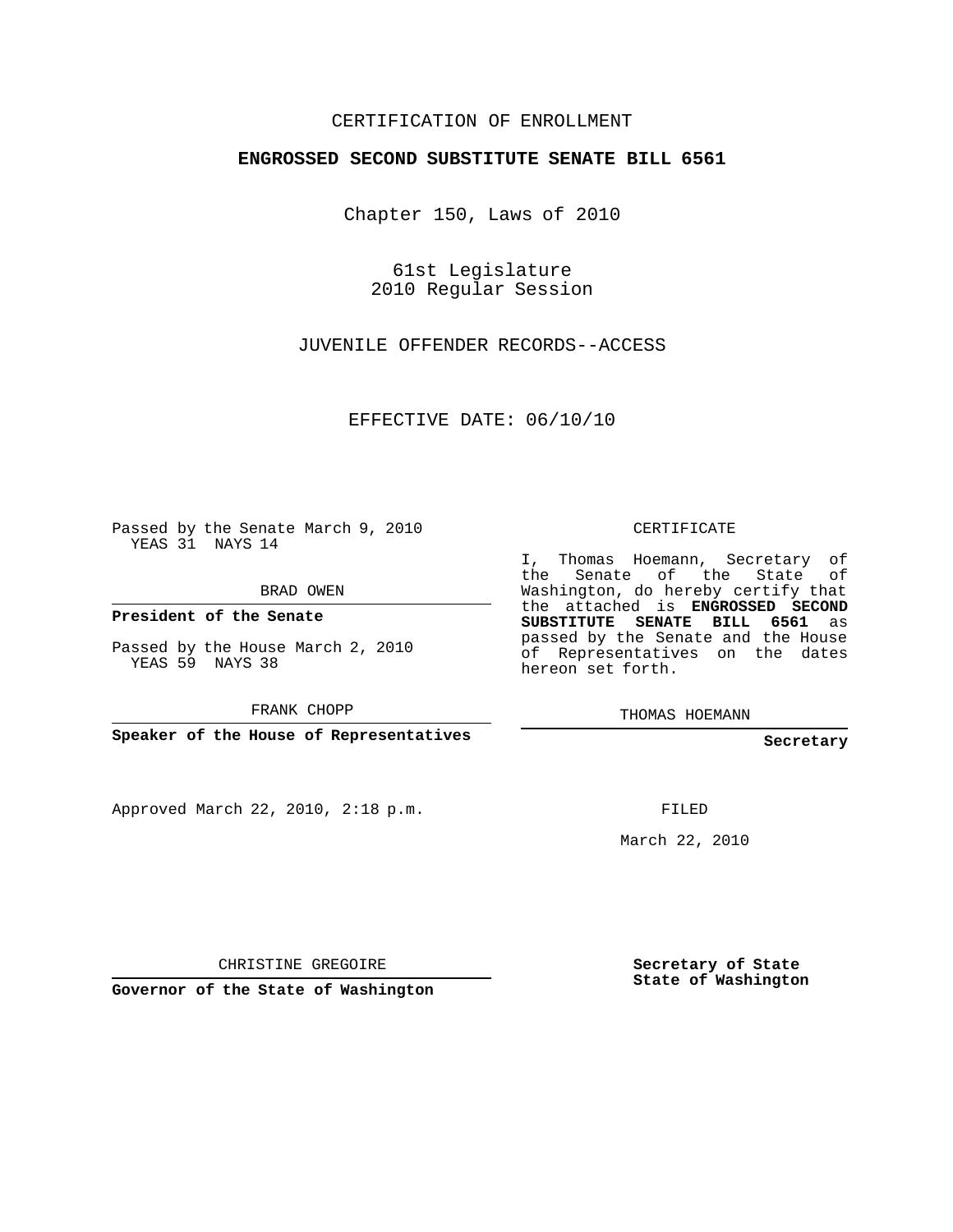CERTIFICATION OF ENROLLMENT

**ENGROSSED SECOND SUBSTITUTE SENATE BILL 6561**

Chapter 150, Laws of 2010

61st Legislature
2010 Regular Session

JUVENILE OFFENDER RECORDS--ACCESS

EFFECTIVE DATE: 06/10/10

Passed by the Senate March 9, 2010
YEAS 31 NAYS 14

BRAD OWEN

**President of the Senate**

Passed by the House March 2, 2010
YEAS 59 NAYS 38

FRANK CHOPP

**Speaker of the House of Representatives**

CERTIFICATE

I, Thomas Hoemann, Secretary of the Senate of the State of Washington, do hereby certify that the attached is **ENGROSSED SECOND SUBSTITUTE SENATE BILL 6561** as passed by the Senate and the House of Representatives on the dates hereon set forth.

THOMAS HOEMANN

**Secretary**

Approved March 22, 2010, 2:18 p.m.

FILED

March 22, 2010

CHRISTINE GREGOIRE

**Governor of the State of Washington**

**Secretary of State**
**State of Washington**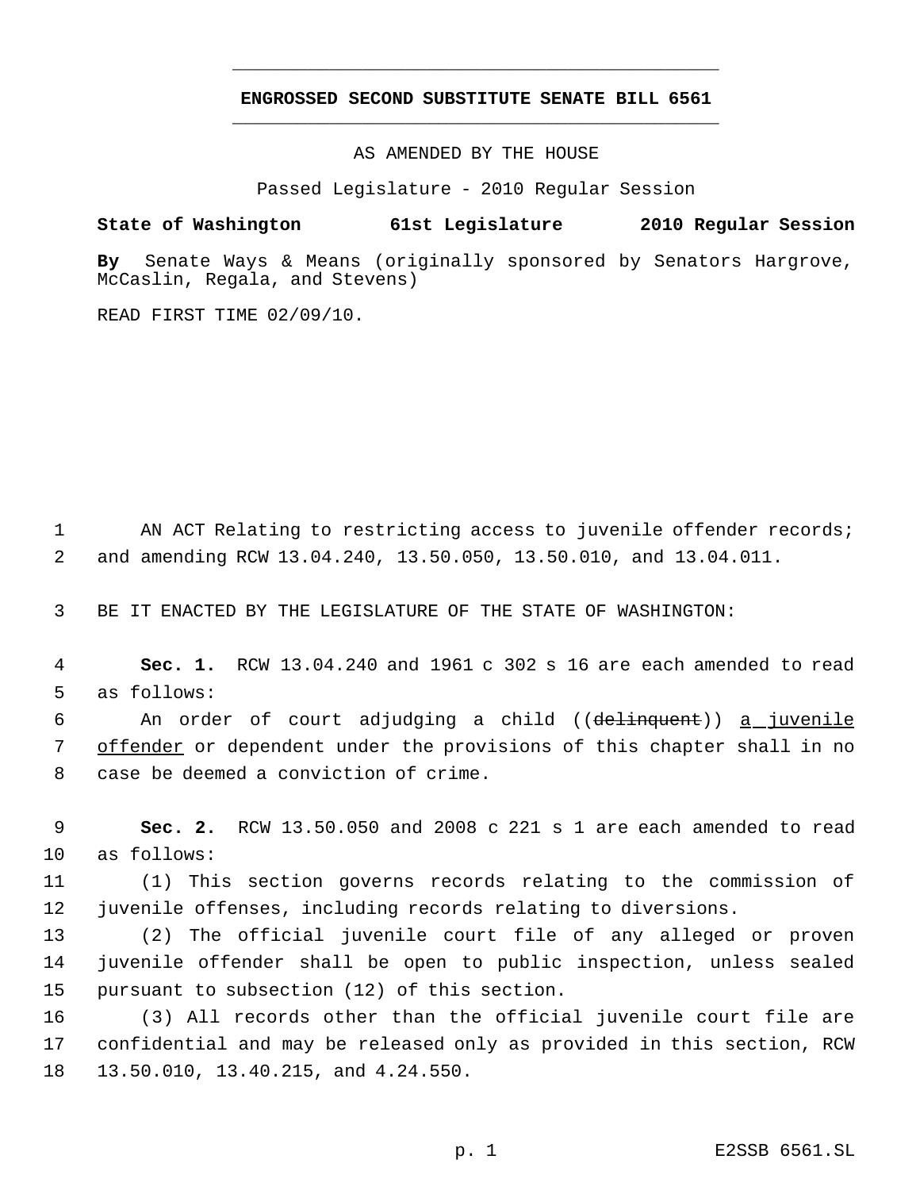**ENGROSSED SECOND SUBSTITUTE SENATE BILL 6561**

AS AMENDED BY THE HOUSE

Passed Legislature - 2010 Regular Session

**State of Washington 61st Legislature 2010 Regular Session**

**By** Senate Ways & Means (originally sponsored by Senators Hargrove, McCaslin, Regala, and Stevens)

READ FIRST TIME 02/09/10.

1 AN ACT Relating to restricting access to juvenile offender records;
2 and amending RCW 13.04.240, 13.50.050, 13.50.010, and 13.04.011.

3 BE IT ENACTED BY THE LEGISLATURE OF THE STATE OF WASHINGTON:

4 **Sec. 1.** RCW 13.04.240 and 1961 c 302 s 16 are each amended to read
5 as follows:

6 An order of court adjudging a child ((~~delinquent~~)) <u>a juvenile</u>
7 <u>offender</u> or dependent under the provisions of this chapter shall in no
8 case be deemed a conviction of crime.

9 **Sec. 2.** RCW 13.50.050 and 2008 c 221 s 1 are each amended to read
10 as follows:

11 (1) This section governs records relating to the commission of
12 juvenile offenses, including records relating to diversions.

13 (2) The official juvenile court file of any alleged or proven
14 juvenile offender shall be open to public inspection, unless sealed
15 pursuant to subsection (12) of this section.

16 (3) All records other than the official juvenile court file are
17 confidential and may be released only as provided in this section, RCW
18 13.50.010, 13.40.215, and 4.24.550.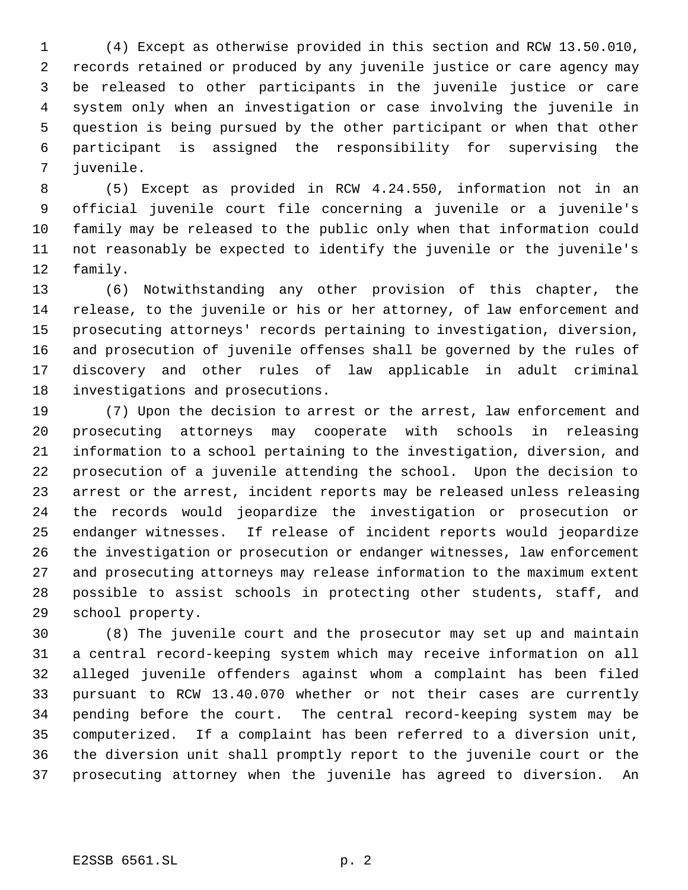(4) Except as otherwise provided in this section and RCW 13.50.010, records retained or produced by any juvenile justice or care agency may be released to other participants in the juvenile justice or care system only when an investigation or case involving the juvenile in question is being pursued by the other participant or when that other participant is assigned the responsibility for supervising the juvenile.

(5) Except as provided in RCW 4.24.550, information not in an official juvenile court file concerning a juvenile or a juvenile's family may be released to the public only when that information could not reasonably be expected to identify the juvenile or the juvenile's family.

(6) Notwithstanding any other provision of this chapter, the release, to the juvenile or his or her attorney, of law enforcement and prosecuting attorneys' records pertaining to investigation, diversion, and prosecution of juvenile offenses shall be governed by the rules of discovery and other rules of law applicable in adult criminal investigations and prosecutions.

(7) Upon the decision to arrest or the arrest, law enforcement and prosecuting attorneys may cooperate with schools in releasing information to a school pertaining to the investigation, diversion, and prosecution of a juvenile attending the school. Upon the decision to arrest or the arrest, incident reports may be released unless releasing the records would jeopardize the investigation or prosecution or endanger witnesses. If release of incident reports would jeopardize the investigation or prosecution or endanger witnesses, law enforcement and prosecuting attorneys may release information to the maximum extent possible to assist schools in protecting other students, staff, and school property.

(8) The juvenile court and the prosecutor may set up and maintain a central record-keeping system which may receive information on all alleged juvenile offenders against whom a complaint has been filed pursuant to RCW 13.40.070 whether or not their cases are currently pending before the court. The central record-keeping system may be computerized. If a complaint has been referred to a diversion unit, the diversion unit shall promptly report to the juvenile court or the prosecuting attorney when the juvenile has agreed to diversion. An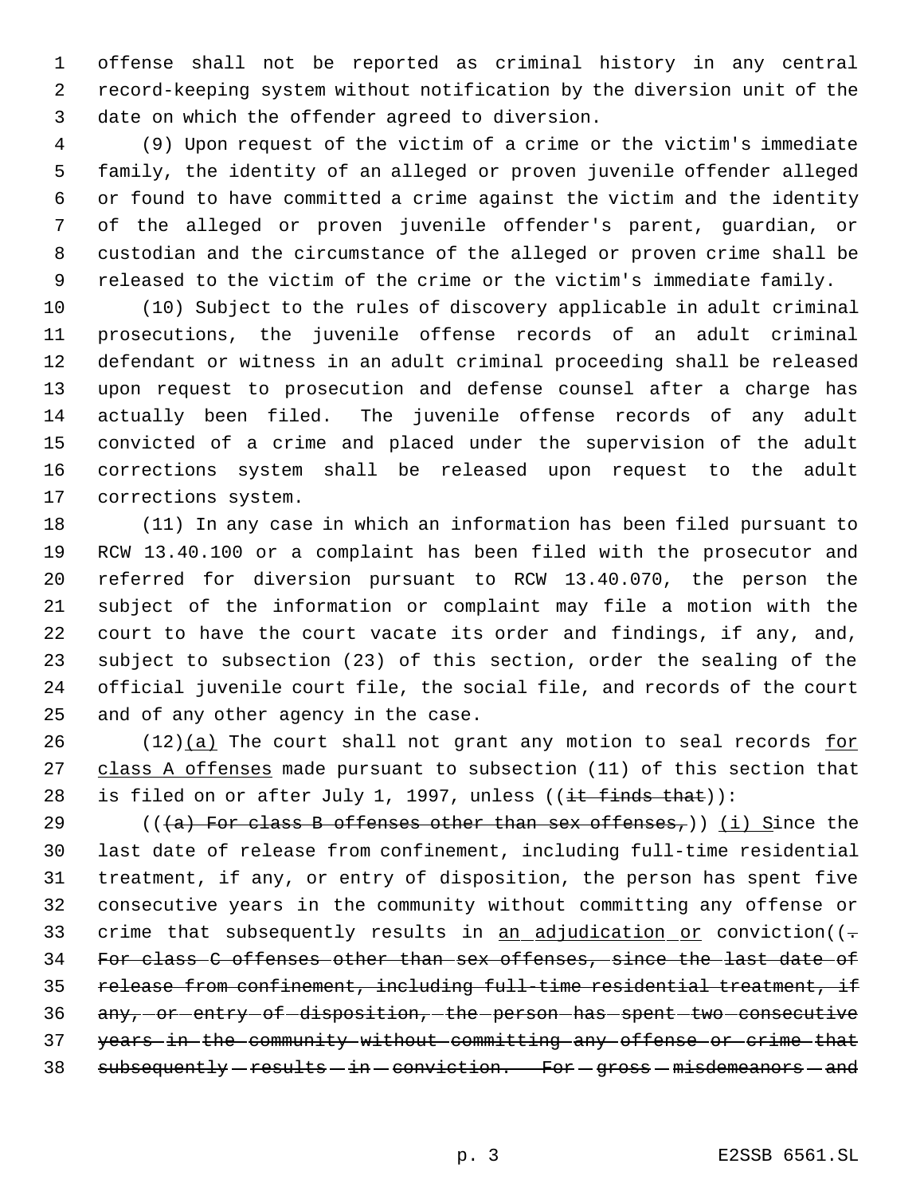offense shall not be reported as criminal history in any central record-keeping system without notification by the diversion unit of the date on which the offender agreed to diversion.

(9) Upon request of the victim of a crime or the victim's immediate family, the identity of an alleged or proven juvenile offender alleged or found to have committed a crime against the victim and the identity of the alleged or proven juvenile offender's parent, guardian, or custodian and the circumstance of the alleged or proven crime shall be released to the victim of the crime or the victim's immediate family.

(10) Subject to the rules of discovery applicable in adult criminal prosecutions, the juvenile offense records of an adult criminal defendant or witness in an adult criminal proceeding shall be released upon request to prosecution and defense counsel after a charge has actually been filed. The juvenile offense records of any adult convicted of a crime and placed under the supervision of the adult corrections system shall be released upon request to the adult corrections system.

(11) In any case in which an information has been filed pursuant to RCW 13.40.100 or a complaint has been filed with the prosecutor and referred for diversion pursuant to RCW 13.40.070, the person the subject of the information or complaint may file a motion with the court to have the court vacate its order and findings, if any, and, subject to subsection (23) of this section, order the sealing of the official juvenile court file, the social file, and records of the court and of any other agency in the case.

(12)<u>(a)</u> The court shall not grant any motion to seal records <u>for class A offenses</u> made pursuant to subsection (11) of this section that is filed on or after July 1, 1997, unless ((~~it finds that~~)):

((~~(a) For class B offenses other than sex offenses,~~)) <u>(i) S</u>ince the last date of release from confinement, including full-time residential treatment, if any, or entry of disposition, the person has spent five consecutive years in the community without committing any offense or crime that subsequently results in <u>an adjudication or</u> conviction((~~. For class C offenses other than sex offenses, since the last date of release from confinement, including full-time residential treatment, if any, or entry of disposition, the person has spent two consecutive years in the community without committing any offense or crime that subsequently results in conviction. For gross misdemeanors and~~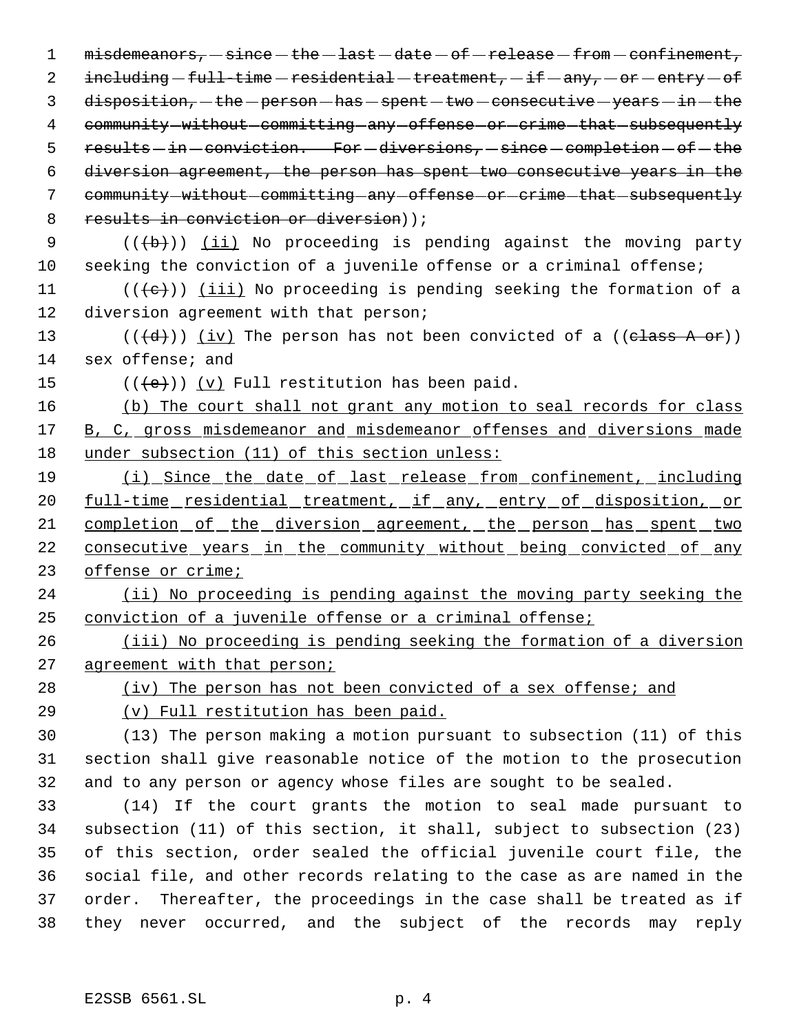~~misdemeanors, since the last date of release from confinement, including full-time residential treatment, if any, or entry of disposition, the person has spent two consecutive years in the community without committing any offense or crime that subsequently results in conviction. For diversions, since completion of the diversion agreement, the person has spent two consecutive years in the community without committing any offense or crime that subsequently results in conviction or diversion~~));

((~~(b)~~)) <u>(ii)</u> No proceeding is pending against the moving party seeking the conviction of a juvenile offense or a criminal offense;

((~~(c)~~)) <u>(iii)</u> No proceeding is pending seeking the formation of a diversion agreement with that person;

((~~(d)~~)) <u>(iv)</u> The person has not been convicted of a ((~~class A or~~)) sex offense; and

((~~(e)~~)) <u>(v)</u> Full restitution has been paid.

<u>(b) The court shall not grant any motion to seal records for class B, C, gross misdemeanor and misdemeanor offenses and diversions made under subsection (11) of this section unless:</u>

<u>(i) Since the date of last release from confinement, including full-time residential treatment, if any, entry of disposition, or completion of the diversion agreement, the person has spent two consecutive years in the community without being convicted of any offense or crime;</u>

<u>(ii) No proceeding is pending against the moving party seeking the conviction of a juvenile offense or a criminal offense;</u>

<u>(iii) No proceeding is pending seeking the formation of a diversion agreement with that person;</u>

<u>(iv) The person has not been convicted of a sex offense; and</u>

<u>(v) Full restitution has been paid.</u>

(13) The person making a motion pursuant to subsection (11) of this section shall give reasonable notice of the motion to the prosecution and to any person or agency whose files are sought to be sealed.

(14) If the court grants the motion to seal made pursuant to subsection (11) of this section, it shall, subject to subsection (23) of this section, order sealed the official juvenile court file, the social file, and other records relating to the case as are named in the order. Thereafter, the proceedings in the case shall be treated as if they never occurred, and the subject of the records may reply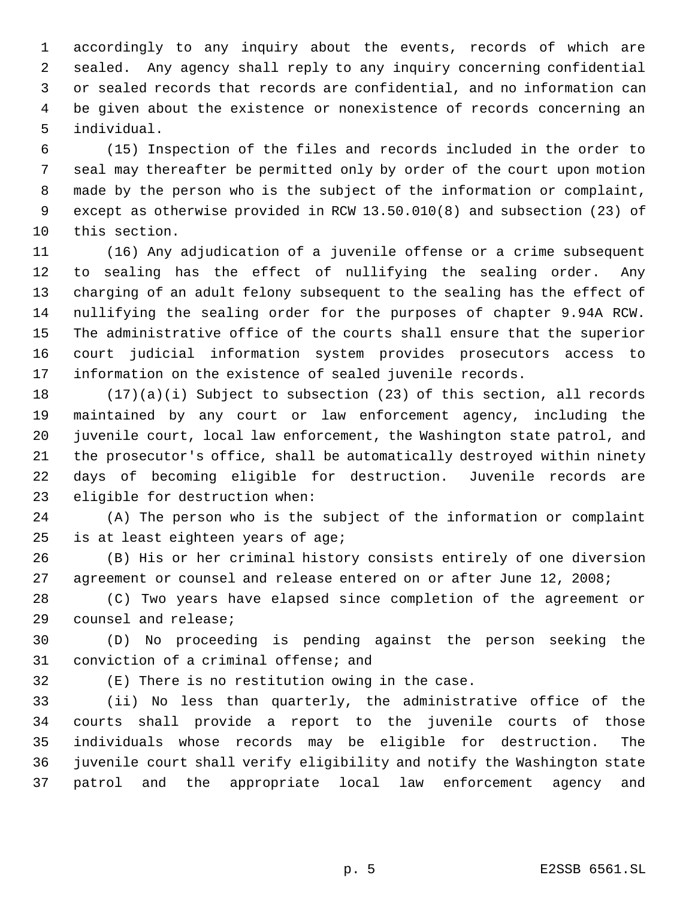accordingly to any inquiry about the events, records of which are sealed. Any agency shall reply to any inquiry concerning confidential or sealed records that records are confidential, and no information can be given about the existence or nonexistence of records concerning an individual.

(15) Inspection of the files and records included in the order to seal may thereafter be permitted only by order of the court upon motion made by the person who is the subject of the information or complaint, except as otherwise provided in RCW 13.50.010(8) and subsection (23) of this section.

(16) Any adjudication of a juvenile offense or a crime subsequent to sealing has the effect of nullifying the sealing order. Any charging of an adult felony subsequent to the sealing has the effect of nullifying the sealing order for the purposes of chapter 9.94A RCW. The administrative office of the courts shall ensure that the superior court judicial information system provides prosecutors access to information on the existence of sealed juvenile records.

(17)(a)(i) Subject to subsection (23) of this section, all records maintained by any court or law enforcement agency, including the juvenile court, local law enforcement, the Washington state patrol, and the prosecutor's office, shall be automatically destroyed within ninety days of becoming eligible for destruction. Juvenile records are eligible for destruction when:

(A) The person who is the subject of the information or complaint is at least eighteen years of age;

(B) His or her criminal history consists entirely of one diversion agreement or counsel and release entered on or after June 12, 2008;

(C) Two years have elapsed since completion of the agreement or counsel and release;

(D) No proceeding is pending against the person seeking the conviction of a criminal offense; and

(E) There is no restitution owing in the case.

(ii) No less than quarterly, the administrative office of the courts shall provide a report to the juvenile courts of those individuals whose records may be eligible for destruction. The juvenile court shall verify eligibility and notify the Washington state patrol and the appropriate local law enforcement agency and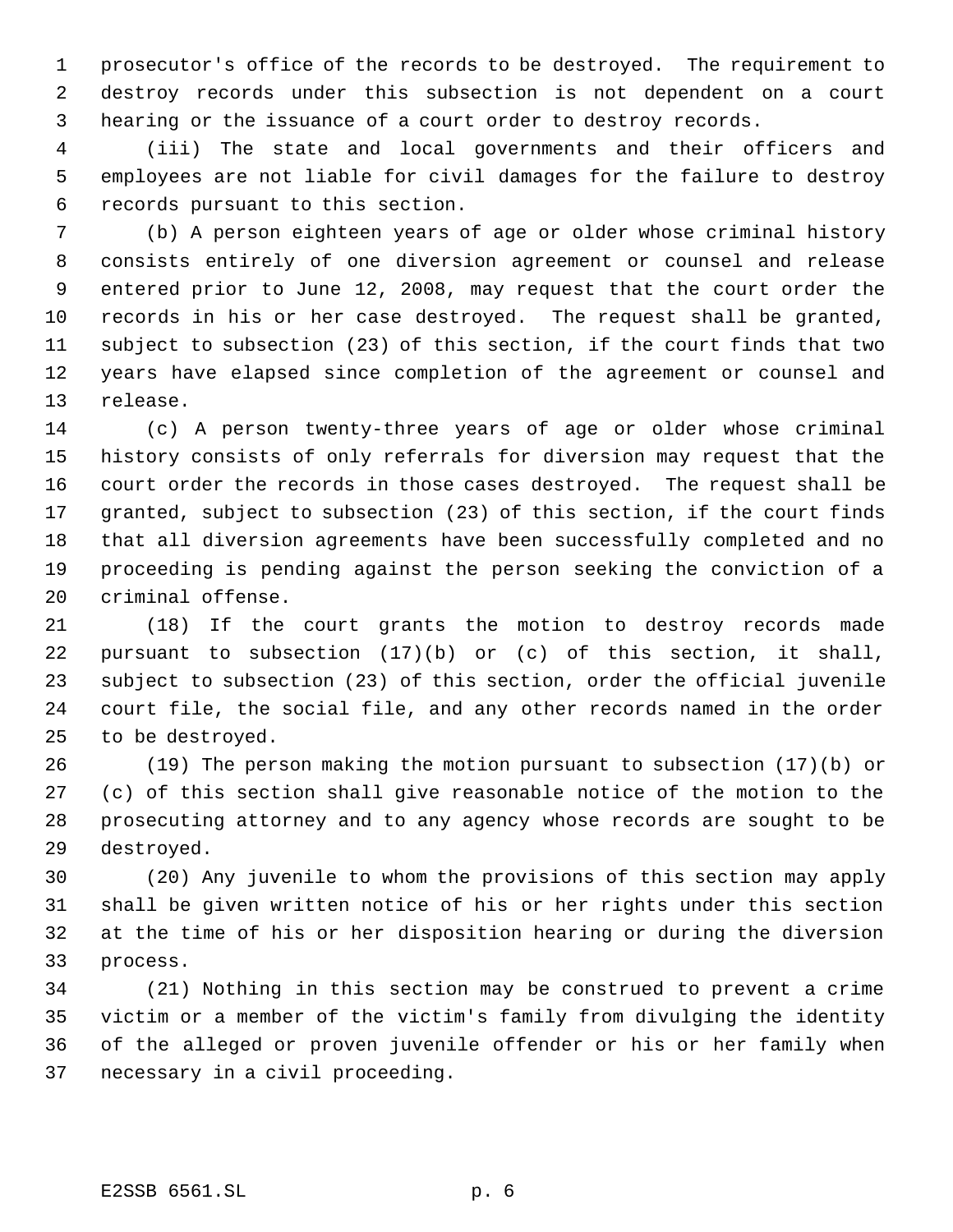prosecutor's office of the records to be destroyed. The requirement to destroy records under this subsection is not dependent on a court hearing or the issuance of a court order to destroy records.

(iii) The state and local governments and their officers and employees are not liable for civil damages for the failure to destroy records pursuant to this section.

(b) A person eighteen years of age or older whose criminal history consists entirely of one diversion agreement or counsel and release entered prior to June 12, 2008, may request that the court order the records in his or her case destroyed. The request shall be granted, subject to subsection (23) of this section, if the court finds that two years have elapsed since completion of the agreement or counsel and release.

(c) A person twenty-three years of age or older whose criminal history consists of only referrals for diversion may request that the court order the records in those cases destroyed. The request shall be granted, subject to subsection (23) of this section, if the court finds that all diversion agreements have been successfully completed and no proceeding is pending against the person seeking the conviction of a criminal offense.

(18) If the court grants the motion to destroy records made pursuant to subsection (17)(b) or (c) of this section, it shall, subject to subsection (23) of this section, order the official juvenile court file, the social file, and any other records named in the order to be destroyed.

(19) The person making the motion pursuant to subsection (17)(b) or (c) of this section shall give reasonable notice of the motion to the prosecuting attorney and to any agency whose records are sought to be destroyed.

(20) Any juvenile to whom the provisions of this section may apply shall be given written notice of his or her rights under this section at the time of his or her disposition hearing or during the diversion process.

(21) Nothing in this section may be construed to prevent a crime victim or a member of the victim's family from divulging the identity of the alleged or proven juvenile offender or his or her family when necessary in a civil proceeding.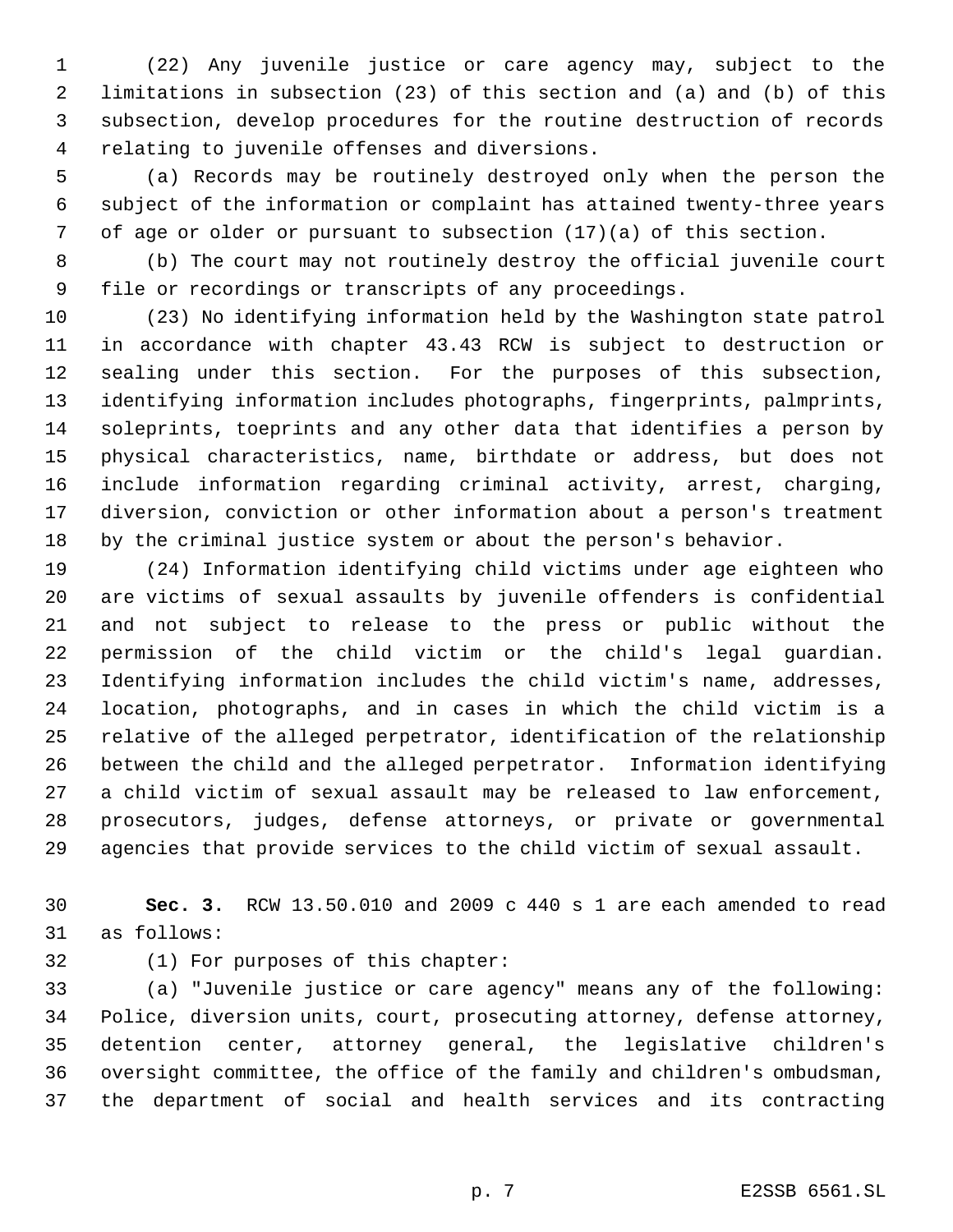(22) Any juvenile justice or care agency may, subject to the limitations in subsection (23) of this section and (a) and (b) of this subsection, develop procedures for the routine destruction of records relating to juvenile offenses and diversions.

(a) Records may be routinely destroyed only when the person the subject of the information or complaint has attained twenty-three years of age or older or pursuant to subsection (17)(a) of this section.

(b) The court may not routinely destroy the official juvenile court file or recordings or transcripts of any proceedings.

(23) No identifying information held by the Washington state patrol in accordance with chapter 43.43 RCW is subject to destruction or sealing under this section. For the purposes of this subsection, identifying information includes photographs, fingerprints, palmprints, soleprints, toeprints and any other data that identifies a person by physical characteristics, name, birthdate or address, but does not include information regarding criminal activity, arrest, charging, diversion, conviction or other information about a person's treatment by the criminal justice system or about the person's behavior.

(24) Information identifying child victims under age eighteen who are victims of sexual assaults by juvenile offenders is confidential and not subject to release to the press or public without the permission of the child victim or the child's legal guardian. Identifying information includes the child victim's name, addresses, location, photographs, and in cases in which the child victim is a relative of the alleged perpetrator, identification of the relationship between the child and the alleged perpetrator. Information identifying a child victim of sexual assault may be released to law enforcement, prosecutors, judges, defense attorneys, or private or governmental agencies that provide services to the child victim of sexual assault.

**Sec. 3.** RCW 13.50.010 and 2009 c 440 s 1 are each amended to read as follows:

(1) For purposes of this chapter:

(a) "Juvenile justice or care agency" means any of the following: Police, diversion units, court, prosecuting attorney, defense attorney, detention center, attorney general, the legislative children's oversight committee, the office of the family and children's ombudsman, the department of social and health services and its contracting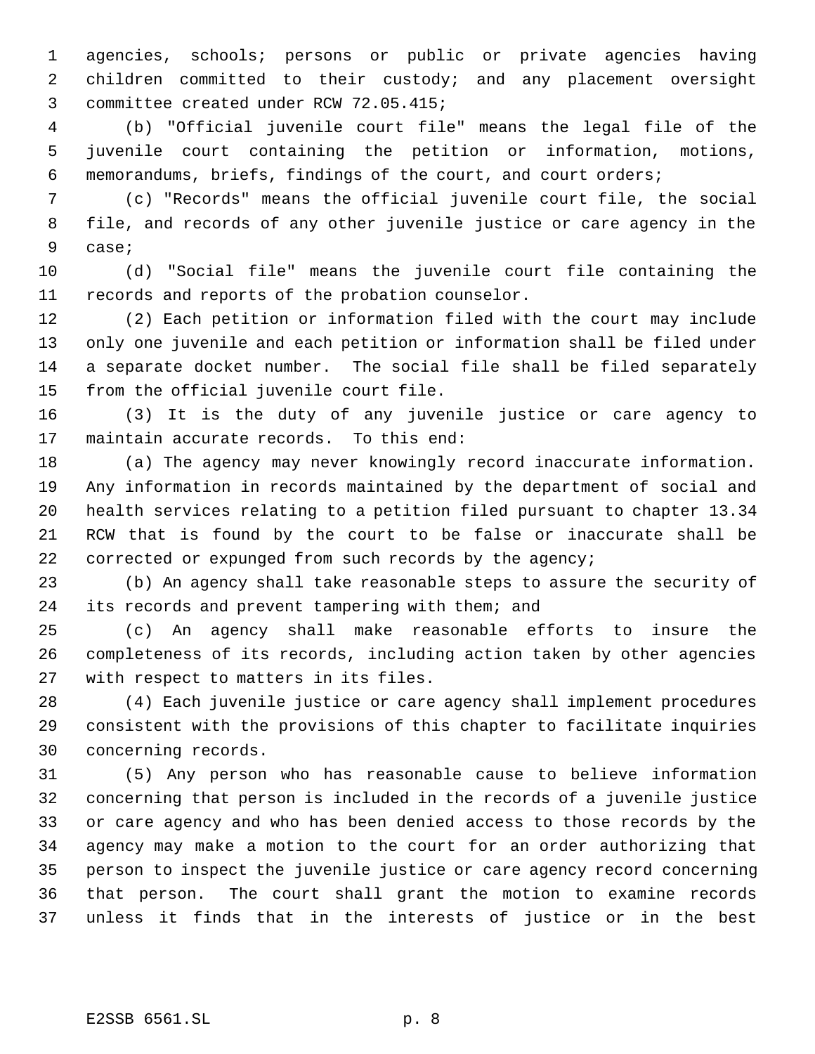agencies, schools; persons or public or private agencies having children committed to their custody; and any placement oversight committee created under RCW 72.05.415;

(b) "Official juvenile court file" means the legal file of the juvenile court containing the petition or information, motions, memorandums, briefs, findings of the court, and court orders;

(c) "Records" means the official juvenile court file, the social file, and records of any other juvenile justice or care agency in the case;

(d) "Social file" means the juvenile court file containing the records and reports of the probation counselor.

(2) Each petition or information filed with the court may include only one juvenile and each petition or information shall be filed under a separate docket number. The social file shall be filed separately from the official juvenile court file.

(3) It is the duty of any juvenile justice or care agency to maintain accurate records. To this end:

(a) The agency may never knowingly record inaccurate information. Any information in records maintained by the department of social and health services relating to a petition filed pursuant to chapter 13.34 RCW that is found by the court to be false or inaccurate shall be corrected or expunged from such records by the agency;

(b) An agency shall take reasonable steps to assure the security of its records and prevent tampering with them; and

(c) An agency shall make reasonable efforts to insure the completeness of its records, including action taken by other agencies with respect to matters in its files.

(4) Each juvenile justice or care agency shall implement procedures consistent with the provisions of this chapter to facilitate inquiries concerning records.

(5) Any person who has reasonable cause to believe information concerning that person is included in the records of a juvenile justice or care agency and who has been denied access to those records by the agency may make a motion to the court for an order authorizing that person to inspect the juvenile justice or care agency record concerning that person. The court shall grant the motion to examine records unless it finds that in the interests of justice or in the best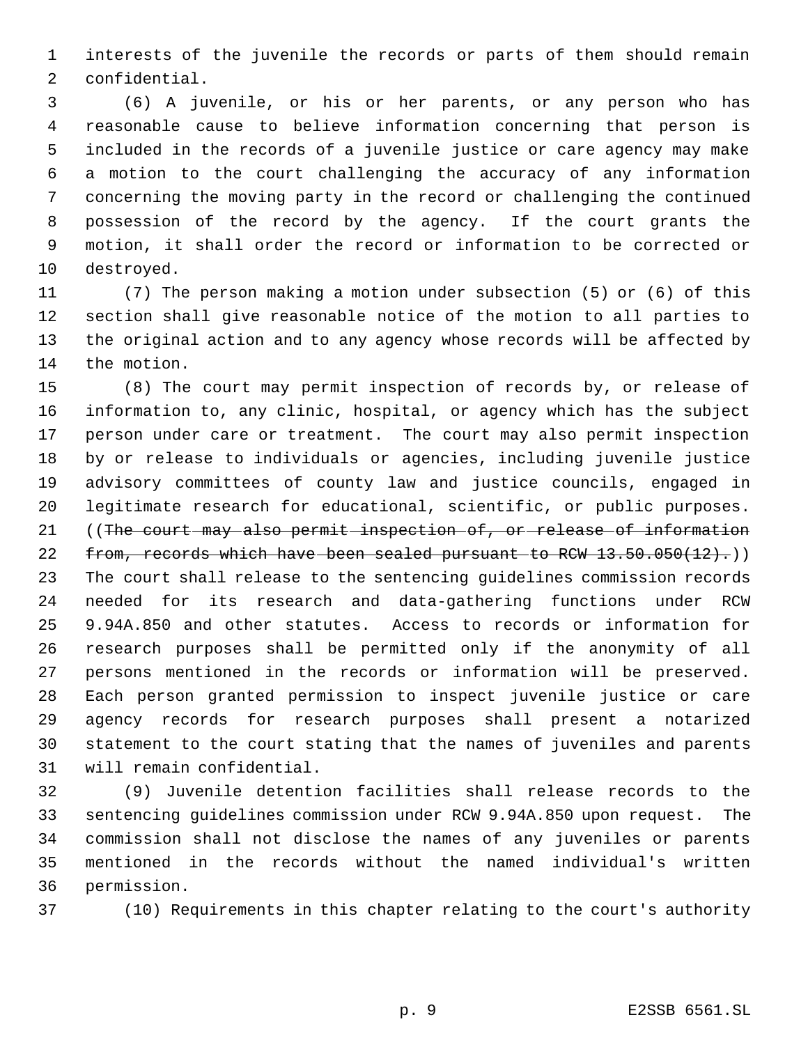interests of the juvenile the records or parts of them should remain confidential.

(6) A juvenile, or his or her parents, or any person who has reasonable cause to believe information concerning that person is included in the records of a juvenile justice or care agency may make a motion to the court challenging the accuracy of any information concerning the moving party in the record or challenging the continued possession of the record by the agency. If the court grants the motion, it shall order the record or information to be corrected or destroyed.

(7) The person making a motion under subsection (5) or (6) of this section shall give reasonable notice of the motion to all parties to the original action and to any agency whose records will be affected by the motion.

(8) The court may permit inspection of records by, or release of information to, any clinic, hospital, or agency which has the subject person under care or treatment. The court may also permit inspection by or release to individuals or agencies, including juvenile justice advisory committees of county law and justice councils, engaged in legitimate research for educational, scientific, or public purposes. ((~~The court may also permit inspection of, or release of information from, records which have been sealed pursuant to RCW 13.50.050(12).~~)) The court shall release to the sentencing guidelines commission records needed for its research and data-gathering functions under RCW 9.94A.850 and other statutes. Access to records or information for research purposes shall be permitted only if the anonymity of all persons mentioned in the records or information will be preserved. Each person granted permission to inspect juvenile justice or care agency records for research purposes shall present a notarized statement to the court stating that the names of juveniles and parents will remain confidential.

(9) Juvenile detention facilities shall release records to the sentencing guidelines commission under RCW 9.94A.850 upon request. The commission shall not disclose the names of any juveniles or parents mentioned in the records without the named individual's written permission.

(10) Requirements in this chapter relating to the court's authority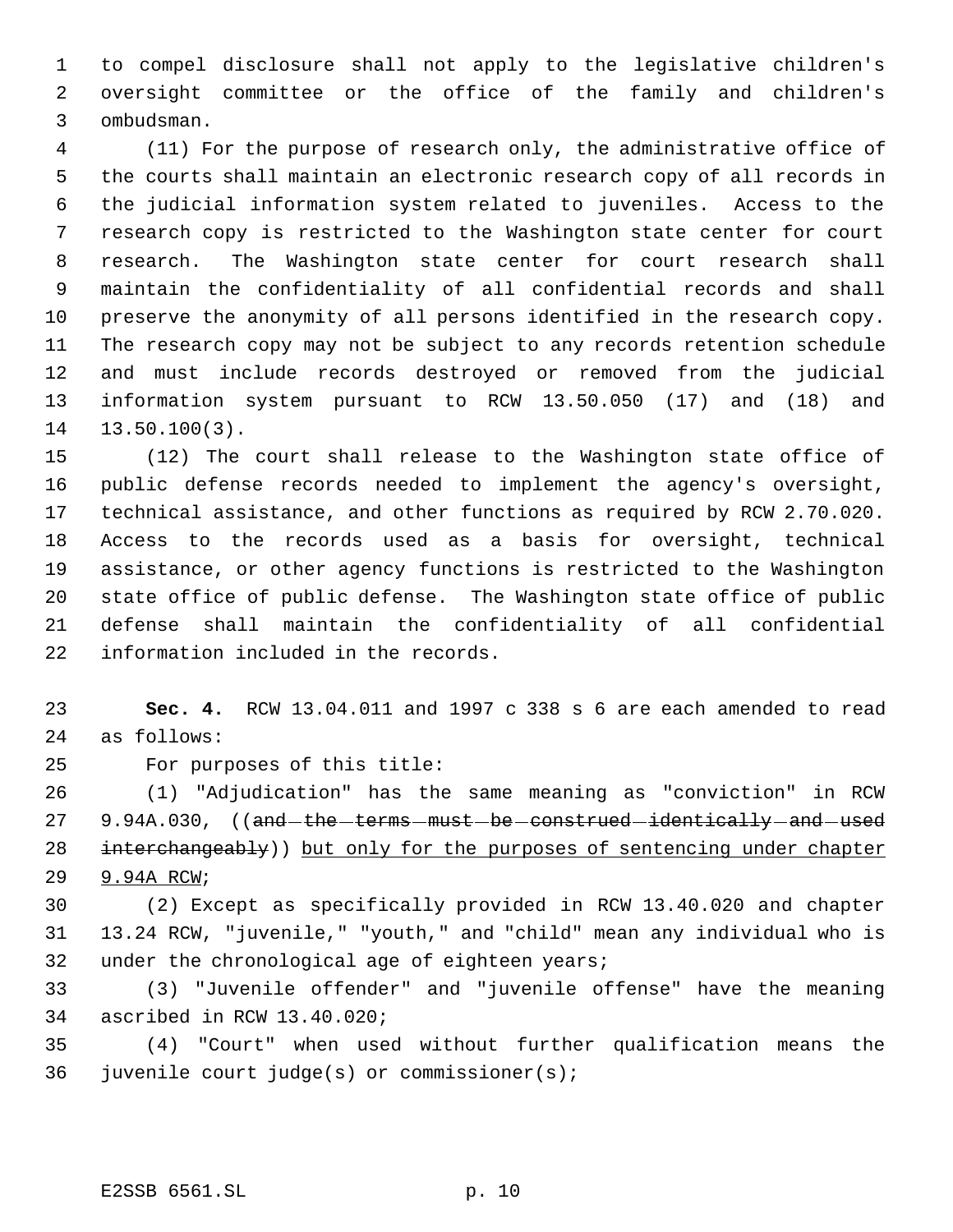to compel disclosure shall not apply to the legislative children's oversight committee or the office of the family and children's ombudsman.

(11) For the purpose of research only, the administrative office of the courts shall maintain an electronic research copy of all records in the judicial information system related to juveniles. Access to the research copy is restricted to the Washington state center for court research. The Washington state center for court research shall maintain the confidentiality of all confidential records and shall preserve the anonymity of all persons identified in the research copy. The research copy may not be subject to any records retention schedule and must include records destroyed or removed from the judicial information system pursuant to RCW 13.50.050 (17) and (18) and 13.50.100(3).

(12) The court shall release to the Washington state office of public defense records needed to implement the agency's oversight, technical assistance, and other functions as required by RCW 2.70.020. Access to the records used as a basis for oversight, technical assistance, or other agency functions is restricted to the Washington state office of public defense. The Washington state office of public defense shall maintain the confidentiality of all confidential information included in the records.

**Sec. 4.** RCW 13.04.011 and 1997 c 338 s 6 are each amended to read as follows:

For purposes of this title:

(1) "Adjudication" has the same meaning as "conviction" in RCW 9.94A.030, ((~~and the terms must be construed identically and used interchangeably~~)) <u>but only for the purposes of sentencing under chapter 9.94A RCW</u>;

(2) Except as specifically provided in RCW 13.40.020 and chapter 13.24 RCW, "juvenile," "youth," and "child" mean any individual who is under the chronological age of eighteen years;

(3) "Juvenile offender" and "juvenile offense" have the meaning ascribed in RCW 13.40.020;

(4) "Court" when used without further qualification means the juvenile court judge(s) or commissioner(s);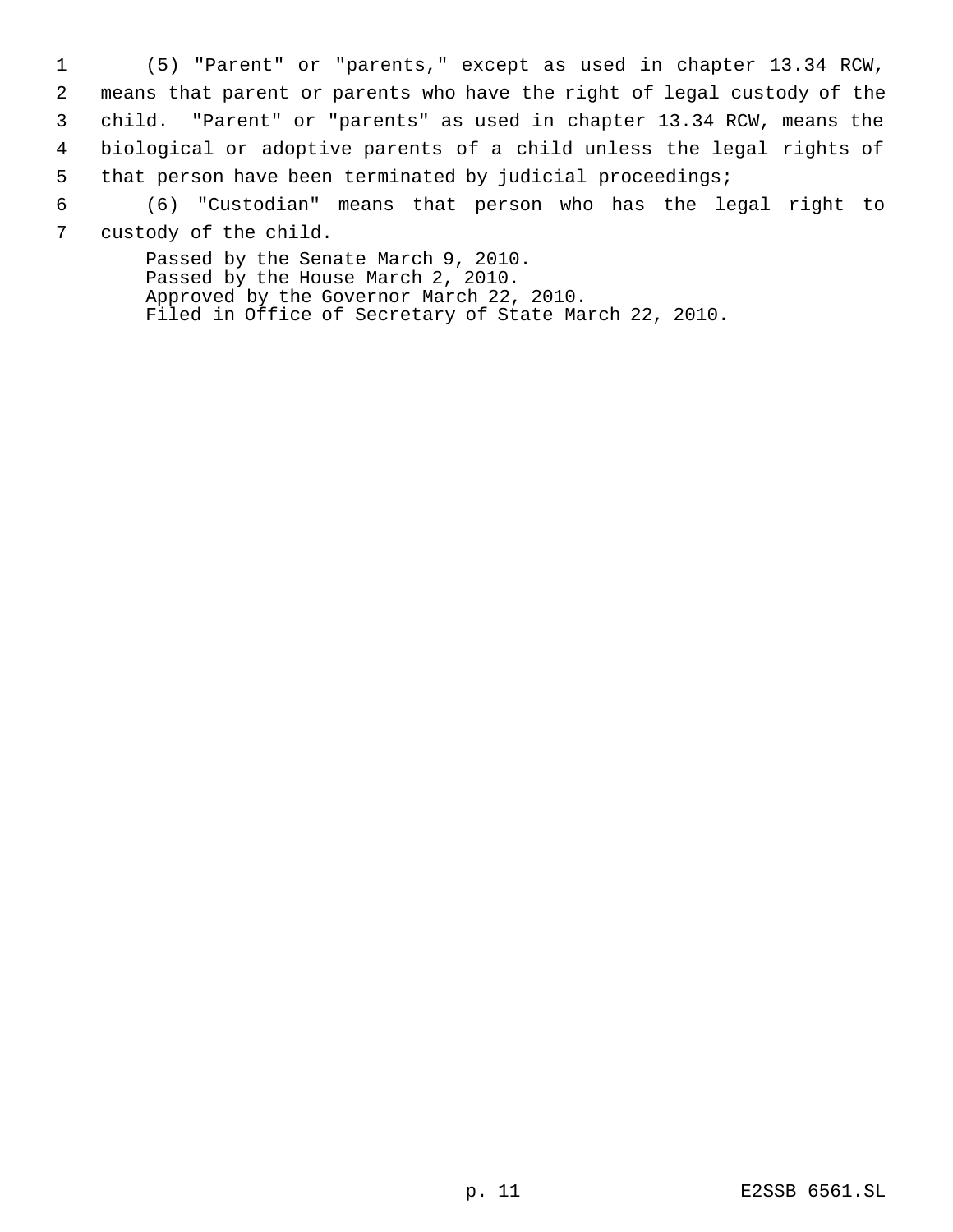(5) "Parent" or "parents," except as used in chapter 13.34 RCW, means that parent or parents who have the right of legal custody of the child. "Parent" or "parents" as used in chapter 13.34 RCW, means the biological or adoptive parents of a child unless the legal rights of that person have been terminated by judicial proceedings;

(6) "Custodian" means that person who has the legal right to custody of the child.

Passed by the Senate March 9, 2010.
Passed by the House March 2, 2010.
Approved by the Governor March 22, 2010.
Filed in Office of Secretary of State March 22, 2010.